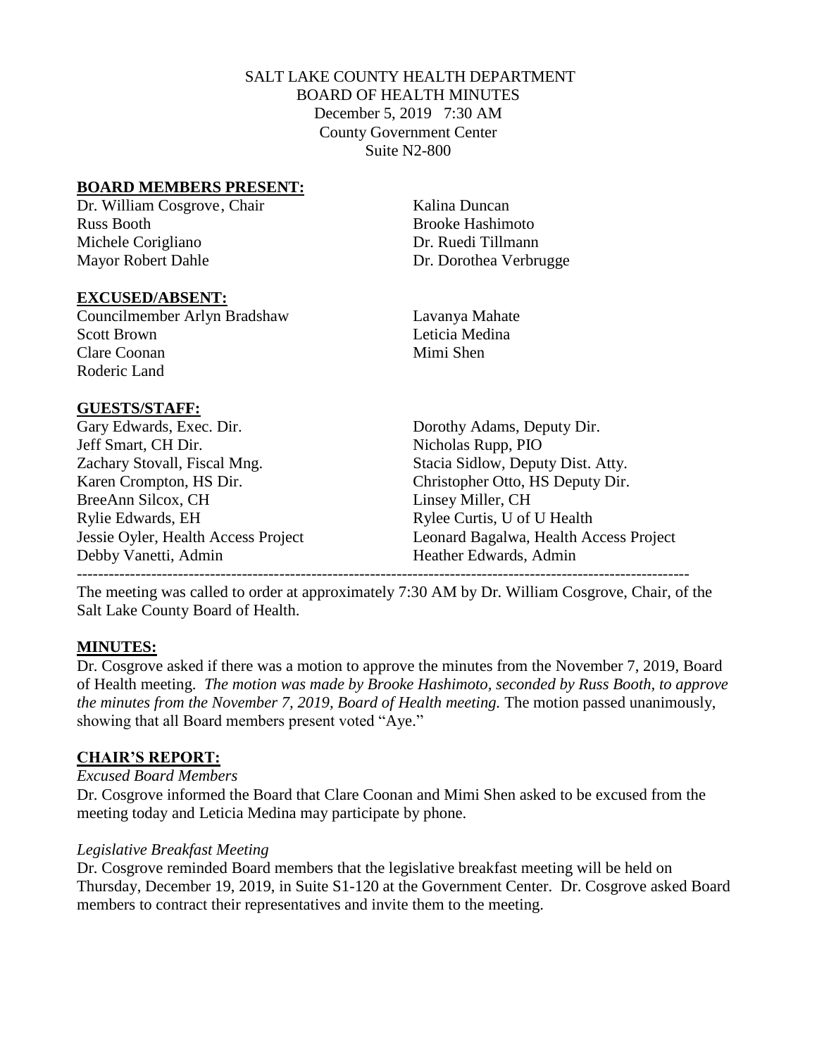SALT LAKE COUNTY HEALTH DEPARTMENT
BOARD OF HEALTH MINUTES
December 5, 2019 7:30 AM
County Government Center
Suite N2-800

**BOARD MEMBERS PRESENT:**

Dr. William Cosgrove, Chair
Russ Booth
Michele Corigliano
Mayor Robert Dahle
Kalina Duncan
Brooke Hashimoto
Dr. Ruedi Tillmann
Dr. Dorothea Verbrugge

**EXCUSED/ABSENT:**

Councilmember Arlyn Bradshaw
Scott Brown
Clare Coonan
Roderic Land
Lavanya Mahate
Leticia Medina
Mimi Shen

**GUESTS/STAFF:**

Gary Edwards, Exec. Dir.
Jeff Smart, CH Dir.
Zachary Stovall, Fiscal Mng.
Karen Crompton, HS Dir.
BreeAnn Silcox, CH
Rylie Edwards, EH
Jessie Oyler, Health Access Project
Debby Vanetti, Admin
Dorothy Adams, Deputy Dir.
Nicholas Rupp, PIO
Stacia Sidlow, Deputy Dist. Atty.
Christopher Otto, HS Deputy Dir.
Linsey Miller, CH
Rylee Curtis, U of U Health
Leonard Bagalwa, Health Access Project
Heather Edwards, Admin

---

The meeting was called to order at approximately 7:30 AM by Dr. William Cosgrove, Chair, of the Salt Lake County Board of Health.

**MINUTES:**

Dr. Cosgrove asked if there was a motion to approve the minutes from the November 7, 2019, Board of Health meeting. *The motion was made by Brooke Hashimoto, seconded by Russ Booth, to approve the minutes from the November 7, 2019, Board of Health meeting.* The motion passed unanimously, showing that all Board members present voted "Aye."

**CHAIR'S REPORT:**

*Excused Board Members*

Dr. Cosgrove informed the Board that Clare Coonan and Mimi Shen asked to be excused from the meeting today and Leticia Medina may participate by phone.

*Legislative Breakfast Meeting*

Dr. Cosgrove reminded Board members that the legislative breakfast meeting will be held on Thursday, December 19, 2019, in Suite S1-120 at the Government Center. Dr. Cosgrove asked Board members to contract their representatives and invite them to the meeting.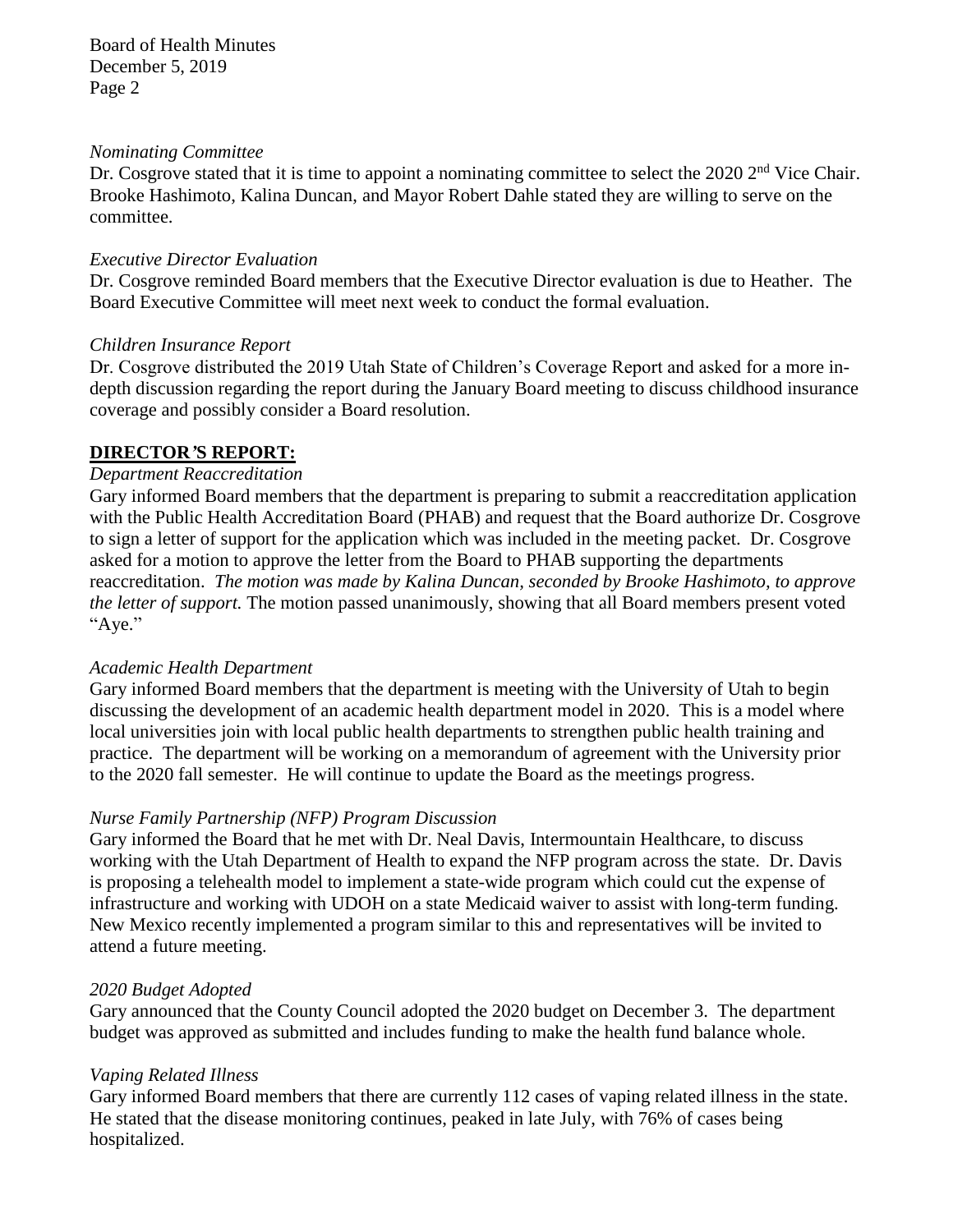*Nominating Committee*

Dr. Cosgrove stated that it is time to appoint a nominating committee to select the 2020 2nd Vice Chair. Brooke Hashimoto, Kalina Duncan, and Mayor Robert Dahle stated they are willing to serve on the committee.

*Executive Director Evaluation*

Dr. Cosgrove reminded Board members that the Executive Director evaluation is due to Heather. The Board Executive Committee will meet next week to conduct the formal evaluation.

*Children Insurance Report*

Dr. Cosgrove distributed the 2019 Utah State of Children's Coverage Report and asked for a more in-depth discussion regarding the report during the January Board meeting to discuss childhood insurance coverage and possibly consider a Board resolution.

## DIRECTOR'S REPORT:

*Department Reaccreditation*

Gary informed Board members that the department is preparing to submit a reaccreditation application with the Public Health Accreditation Board (PHAB) and request that the Board authorize Dr. Cosgrove to sign a letter of support for the application which was included in the meeting packet. Dr. Cosgrove asked for a motion to approve the letter from the Board to PHAB supporting the departments reaccreditation. *The motion was made by Kalina Duncan, seconded by Brooke Hashimoto, to approve the letter of support.* The motion passed unanimously, showing that all Board members present voted "Aye."

*Academic Health Department*

Gary informed Board members that the department is meeting with the University of Utah to begin discussing the development of an academic health department model in 2020. This is a model where local universities join with local public health departments to strengthen public health training and practice. The department will be working on a memorandum of agreement with the University prior to the 2020 fall semester. He will continue to update the Board as the meetings progress.

*Nurse Family Partnership (NFP) Program Discussion*

Gary informed the Board that he met with Dr. Neal Davis, Intermountain Healthcare, to discuss working with the Utah Department of Health to expand the NFP program across the state. Dr. Davis is proposing a telehealth model to implement a state-wide program which could cut the expense of infrastructure and working with UDOH on a state Medicaid waiver to assist with long-term funding. New Mexico recently implemented a program similar to this and representatives will be invited to attend a future meeting.

*2020 Budget Adopted*

Gary announced that the County Council adopted the 2020 budget on December 3. The department budget was approved as submitted and includes funding to make the health fund balance whole.

*Vaping Related Illness*

Gary informed Board members that there are currently 112 cases of vaping related illness in the state. He stated that the disease monitoring continues, peaked in late July, with 76% of cases being hospitalized.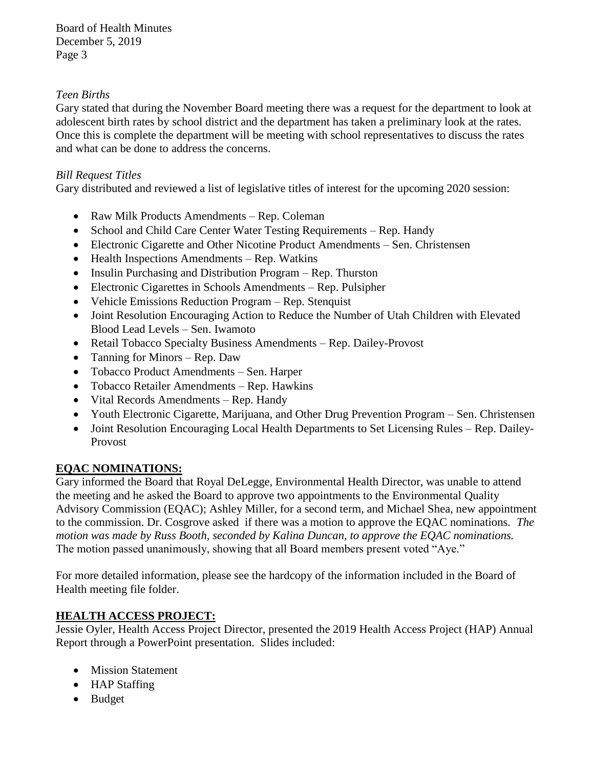*Teen Births*

Gary stated that during the November Board meeting there was a request for the department to look at adolescent birth rates by school district and the department has taken a preliminary look at the rates. Once this is complete the department will be meeting with school representatives to discuss the rates and what can be done to address the concerns.

*Bill Request Titles*

Gary distributed and reviewed a list of legislative titles of interest for the upcoming 2020 session:

- Raw Milk Products Amendments – Rep. Coleman
- School and Child Care Center Water Testing Requirements – Rep. Handy
- Electronic Cigarette and Other Nicotine Product Amendments – Sen. Christensen
- Health Inspections Amendments – Rep. Watkins
- Insulin Purchasing and Distribution Program – Rep. Thurston
- Electronic Cigarettes in Schools Amendments – Rep. Pulsipher
- Vehicle Emissions Reduction Program – Rep. Stenquist
- Joint Resolution Encouraging Action to Reduce the Number of Utah Children with Elevated Blood Lead Levels – Sen. Iwamoto
- Retail Tobacco Specialty Business Amendments – Rep. Dailey-Provost
- Tanning for Minors – Rep. Daw
- Tobacco Product Amendments – Sen. Harper
- Tobacco Retailer Amendments – Rep. Hawkins
- Vital Records Amendments – Rep. Handy
- Youth Electronic Cigarette, Marijuana, and Other Drug Prevention Program – Sen. Christensen
- Joint Resolution Encouraging Local Health Departments to Set Licensing Rules – Rep. Dailey-Provost

## EQAC NOMINATIONS:

Gary informed the Board that Royal DeLegge, Environmental Health Director, was unable to attend the meeting and he asked the Board to approve two appointments to the Environmental Quality Advisory Commission (EQAC); Ashley Miller, for a second term, and Michael Shea, new appointment to the commission. Dr. Cosgrove asked if there was a motion to approve the EQAC nominations. *The motion was made by Russ Booth, seconded by Kalina Duncan, to approve the EQAC nominations.* The motion passed unanimously, showing that all Board members present voted "Aye."

For more detailed information, please see the hardcopy of the information included in the Board of Health meeting file folder.

## HEALTH ACCESS PROJECT:

Jessie Oyler, Health Access Project Director, presented the 2019 Health Access Project (HAP) Annual Report through a PowerPoint presentation. Slides included:

- Mission Statement
- HAP Staffing
- Budget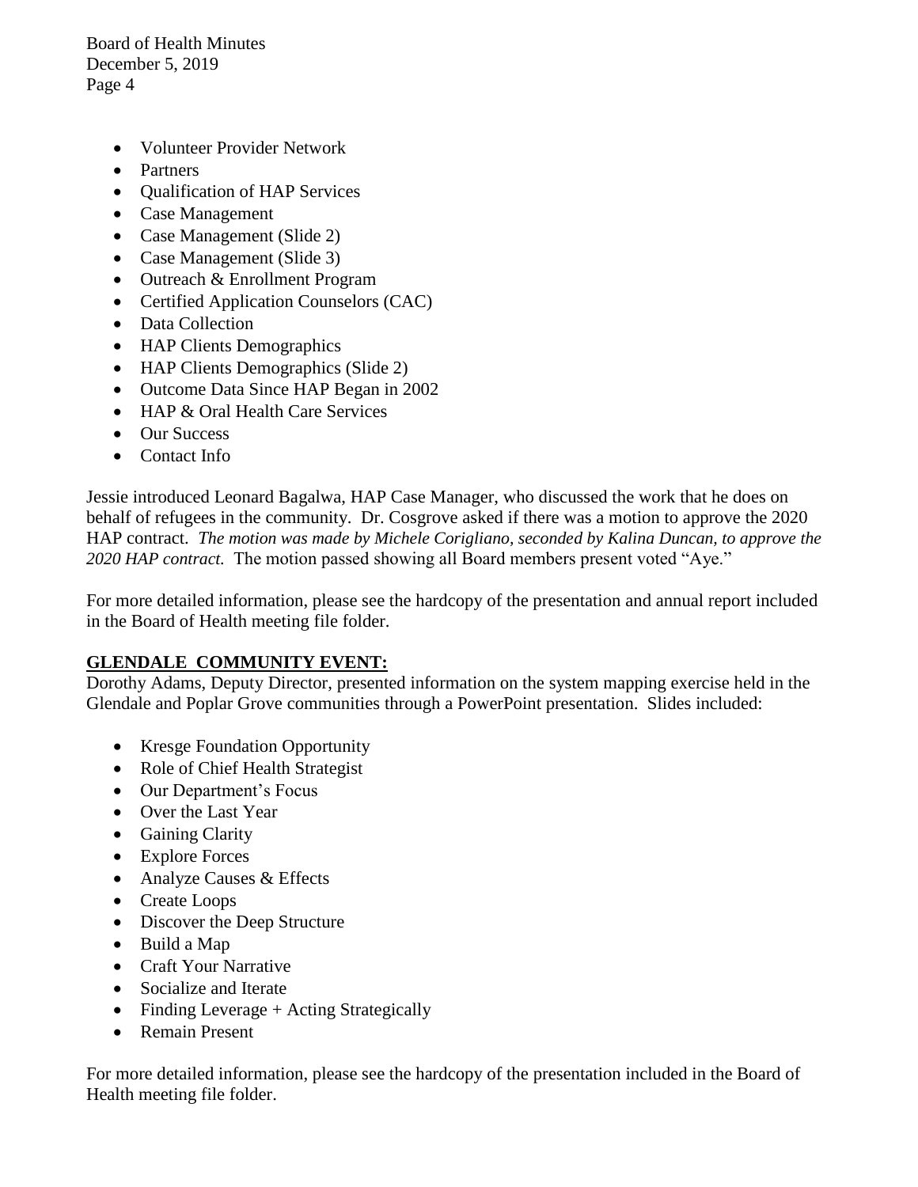- Volunteer Provider Network
- Partners
- Qualification of HAP Services
- Case Management
- Case Management (Slide 2)
- Case Management (Slide 3)
- Outreach & Enrollment Program
- Certified Application Counselors (CAC)
- Data Collection
- HAP Clients Demographics
- HAP Clients Demographics (Slide 2)
- Outcome Data Since HAP Began in 2002
- HAP & Oral Health Care Services
- Our Success
- Contact Info

Jessie introduced Leonard Bagalwa, HAP Case Manager, who discussed the work that he does on behalf of refugees in the community. Dr. Cosgrove asked if there was a motion to approve the 2020 HAP contract. *The motion was made by Michele Corigliano, seconded by Kalina Duncan, to approve the 2020 HAP contract.* The motion passed showing all Board members present voted "Aye."

For more detailed information, please see the hardcopy of the presentation and annual report included in the Board of Health meeting file folder.

**GLENDALE COMMUNITY EVENT:**

Dorothy Adams, Deputy Director, presented information on the system mapping exercise held in the Glendale and Poplar Grove communities through a PowerPoint presentation. Slides included:

- Kresge Foundation Opportunity
- Role of Chief Health Strategist
- Our Department's Focus
- Over the Last Year
- Gaining Clarity
- Explore Forces
- Analyze Causes & Effects
- Create Loops
- Discover the Deep Structure
- Build a Map
- Craft Your Narrative
- Socialize and Iterate
- Finding Leverage + Acting Strategically
- Remain Present

For more detailed information, please see the hardcopy of the presentation included in the Board of Health meeting file folder.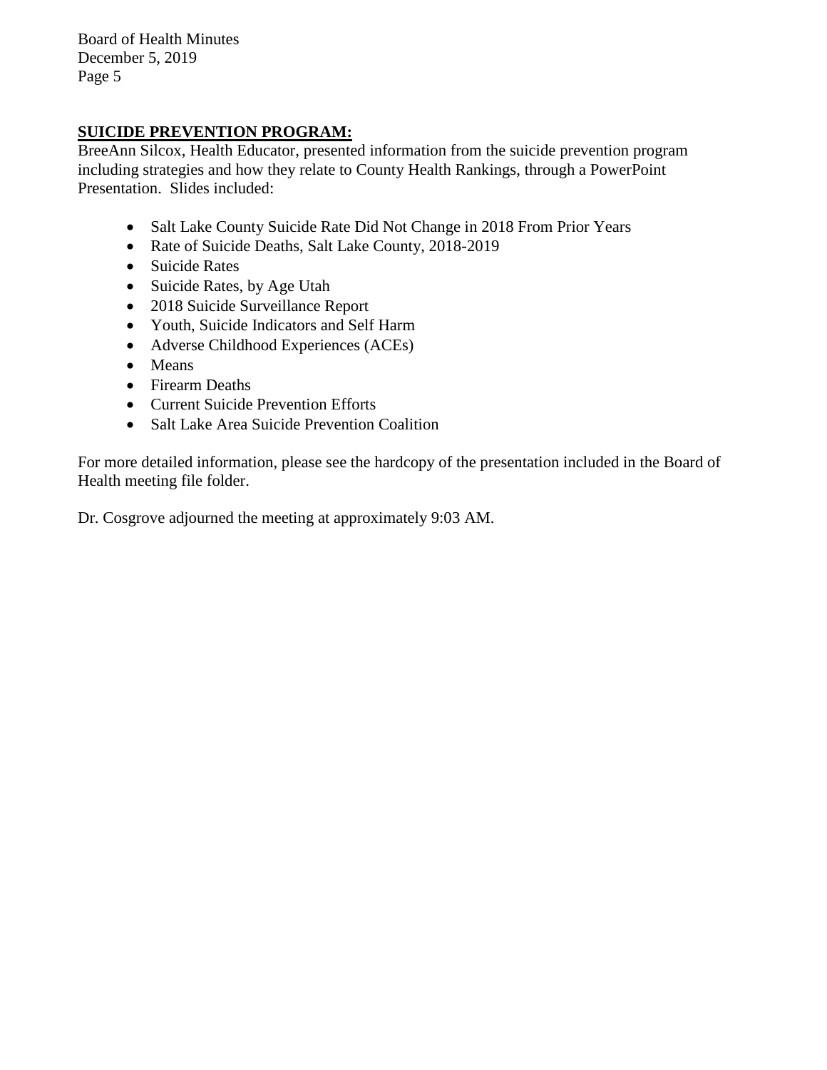## SUICIDE PREVENTION PROGRAM:

BreeAnn Silcox, Health Educator, presented information from the suicide prevention program including strategies and how they relate to County Health Rankings, through a PowerPoint Presentation. Slides included:

- Salt Lake County Suicide Rate Did Not Change in 2018 From Prior Years
- Rate of Suicide Deaths, Salt Lake County, 2018-2019
- Suicide Rates
- Suicide Rates, by Age Utah
- 2018 Suicide Surveillance Report
- Youth, Suicide Indicators and Self Harm
- Adverse Childhood Experiences (ACEs)
- Means
- Firearm Deaths
- Current Suicide Prevention Efforts
- Salt Lake Area Suicide Prevention Coalition

For more detailed information, please see the hardcopy of the presentation included in the Board of Health meeting file folder.

Dr. Cosgrove adjourned the meeting at approximately 9:03 AM.